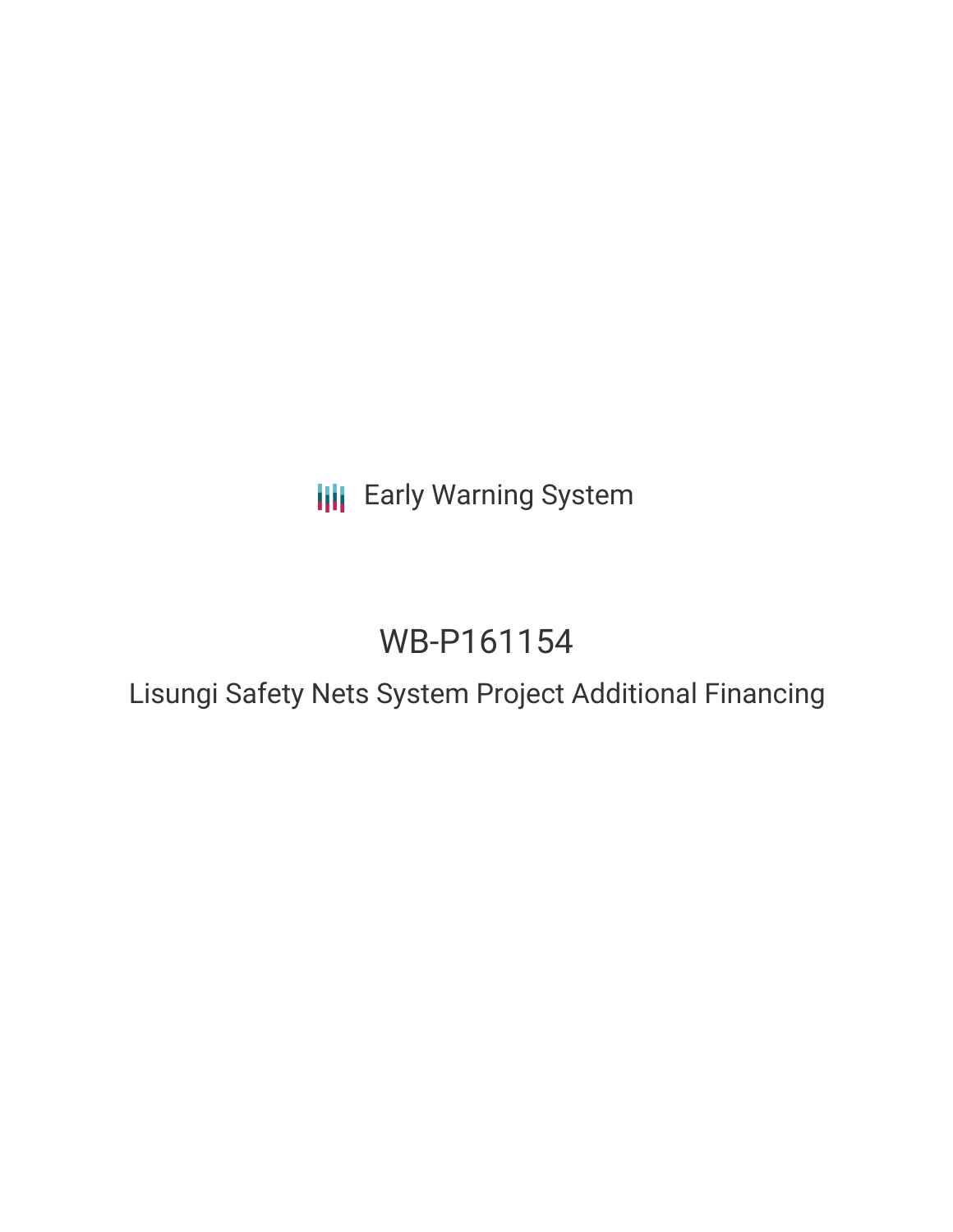Early Warning System

# WB-P161154

## Lisungi Safety Nets System Project Additional Financing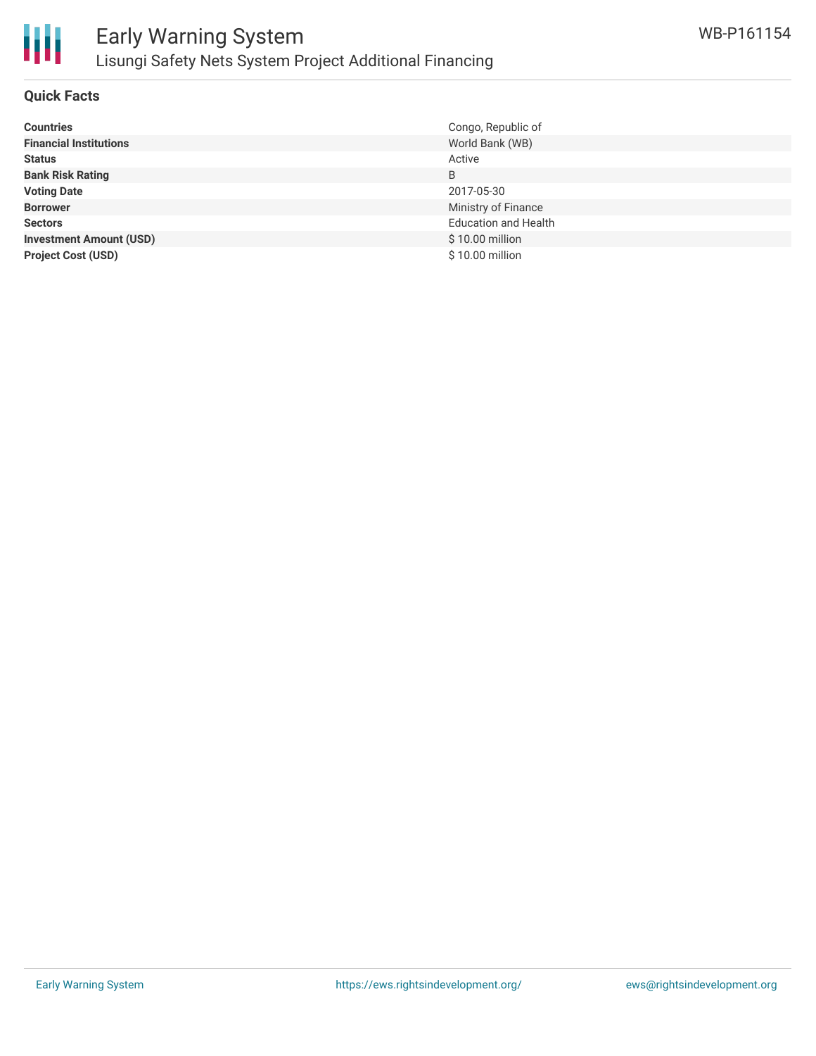# Early Warning System

## Lisungi Safety Nets System Project Additional Financing

WB-P161154

### Quick Facts

| | |
|---|---|
| **Countries** | Congo, Republic of |
| **Financial Institutions** | World Bank (WB) |
| **Status** | Active |
| **Bank Risk Rating** | B |
| **Voting Date** | 2017-05-30 |
| **Borrower** | Ministry of Finance |
| **Sectors** | Education and Health |
| **Investment Amount (USD)** | $ 10.00 million |
| **Project Cost (USD)** | $ 10.00 million |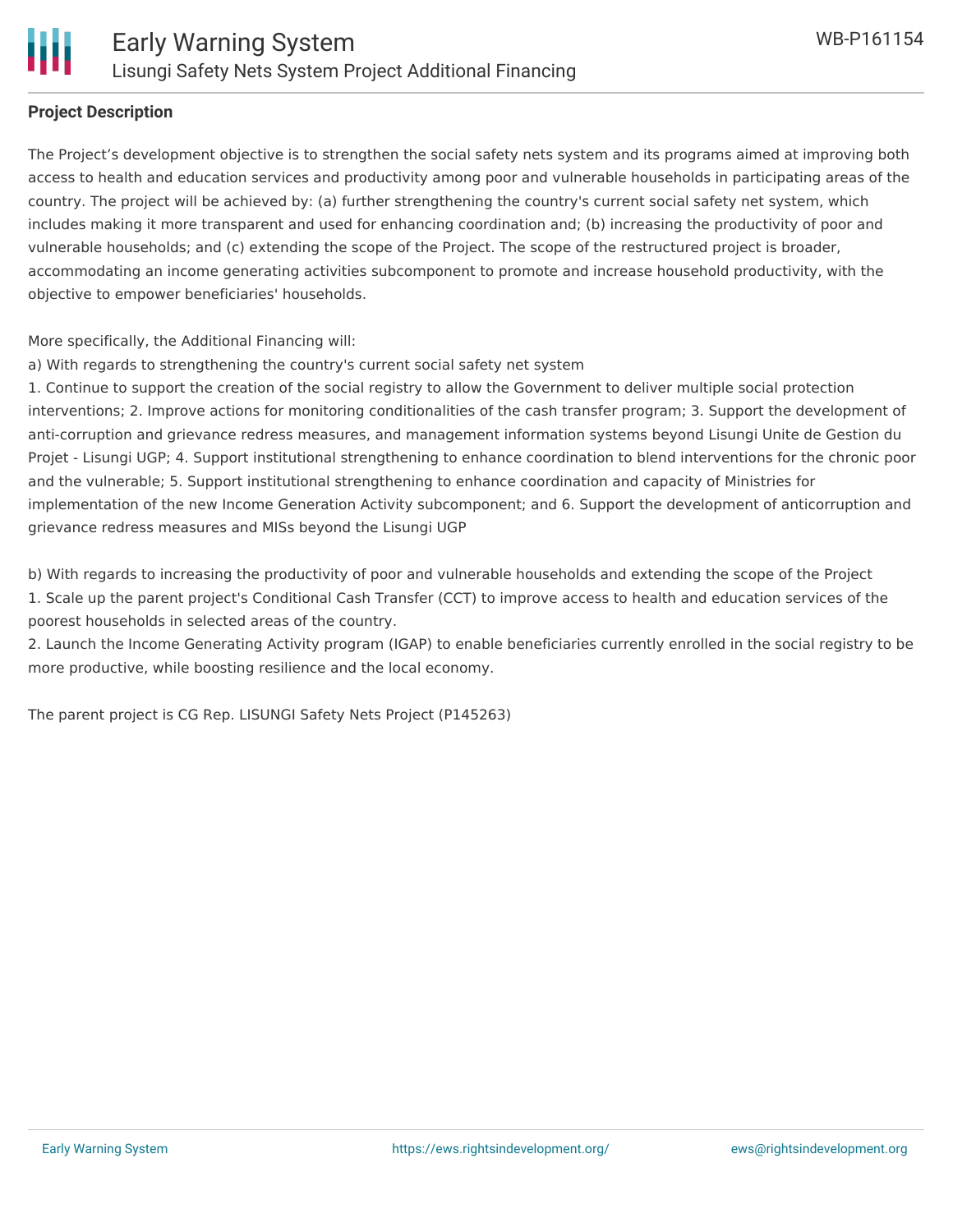**Project Description**

The Project's development objective is to strengthen the social safety nets system and its programs aimed at improving both access to health and education services and productivity among poor and vulnerable households in participating areas of the country. The project will be achieved by: (a) further strengthening the country's current social safety net system, which includes making it more transparent and used for enhancing coordination and; (b) increasing the productivity of poor and vulnerable households; and (c) extending the scope of the Project. The scope of the restructured project is broader, accommodating an income generating activities subcomponent to promote and increase household productivity, with the objective to empower beneficiaries' households.

More specifically, the Additional Financing will:
a) With regards to strengthening the country's current social safety net system
1. Continue to support the creation of the social registry to allow the Government to deliver multiple social protection interventions; 2. Improve actions for monitoring conditionalities of the cash transfer program; 3. Support the development of anti-corruption and grievance redress measures, and management information systems beyond Lisungi Unite de Gestion du Projet - Lisungi UGP; 4. Support institutional strengthening to enhance coordination to blend interventions for the chronic poor and the vulnerable; 5. Support institutional strengthening to enhance coordination and capacity of Ministries for implementation of the new Income Generation Activity subcomponent; and 6. Support the development of anticorruption and grievance redress measures and MISs beyond the Lisungi UGP

b) With regards to increasing the productivity of poor and vulnerable households and extending the scope of the Project
1. Scale up the parent project's Conditional Cash Transfer (CCT) to improve access to health and education services of the poorest households in selected areas of the country.
2. Launch the Income Generating Activity program (IGAP) to enable beneficiaries currently enrolled in the social registry to be more productive, while boosting resilience and the local economy.

The parent project is CG Rep. LISUNGI Safety Nets Project (P145263)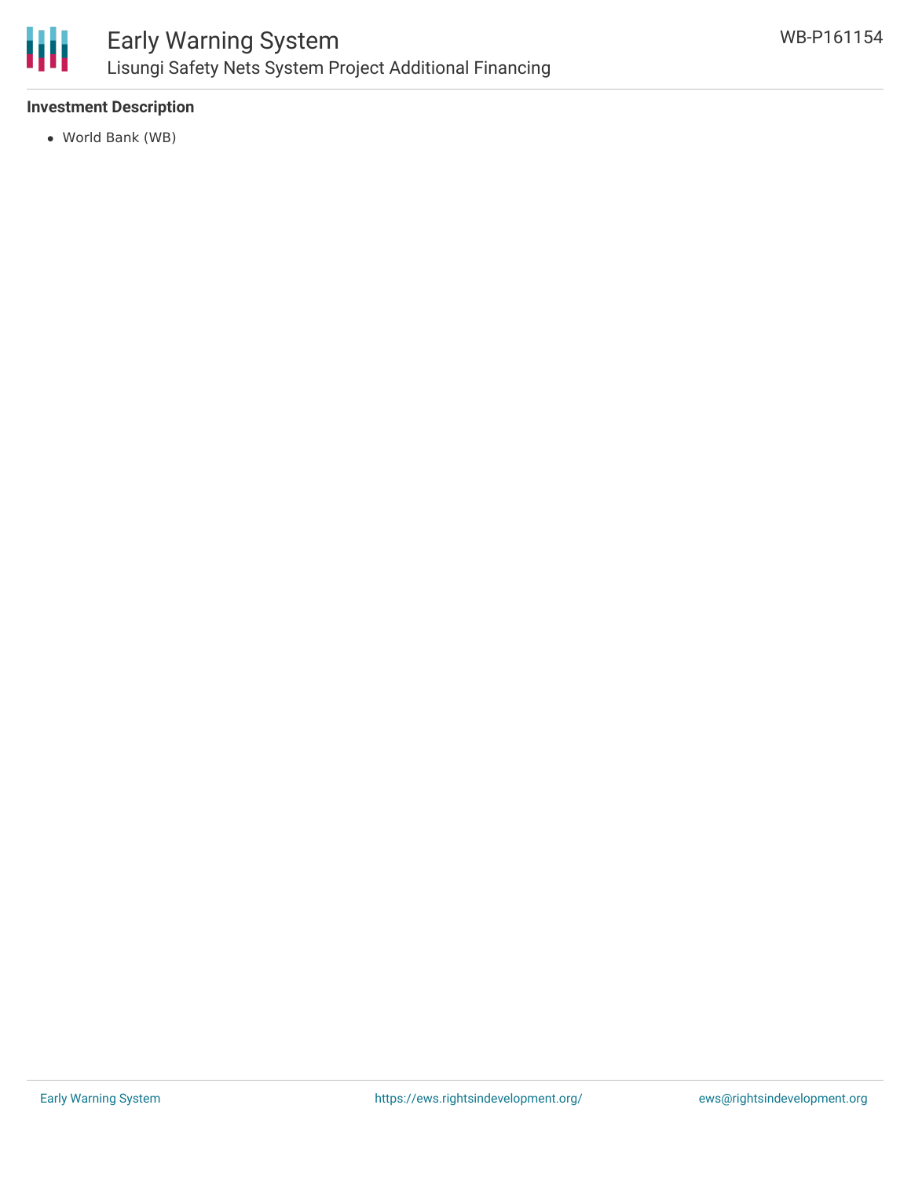### Investment Description

- World Bank (WB)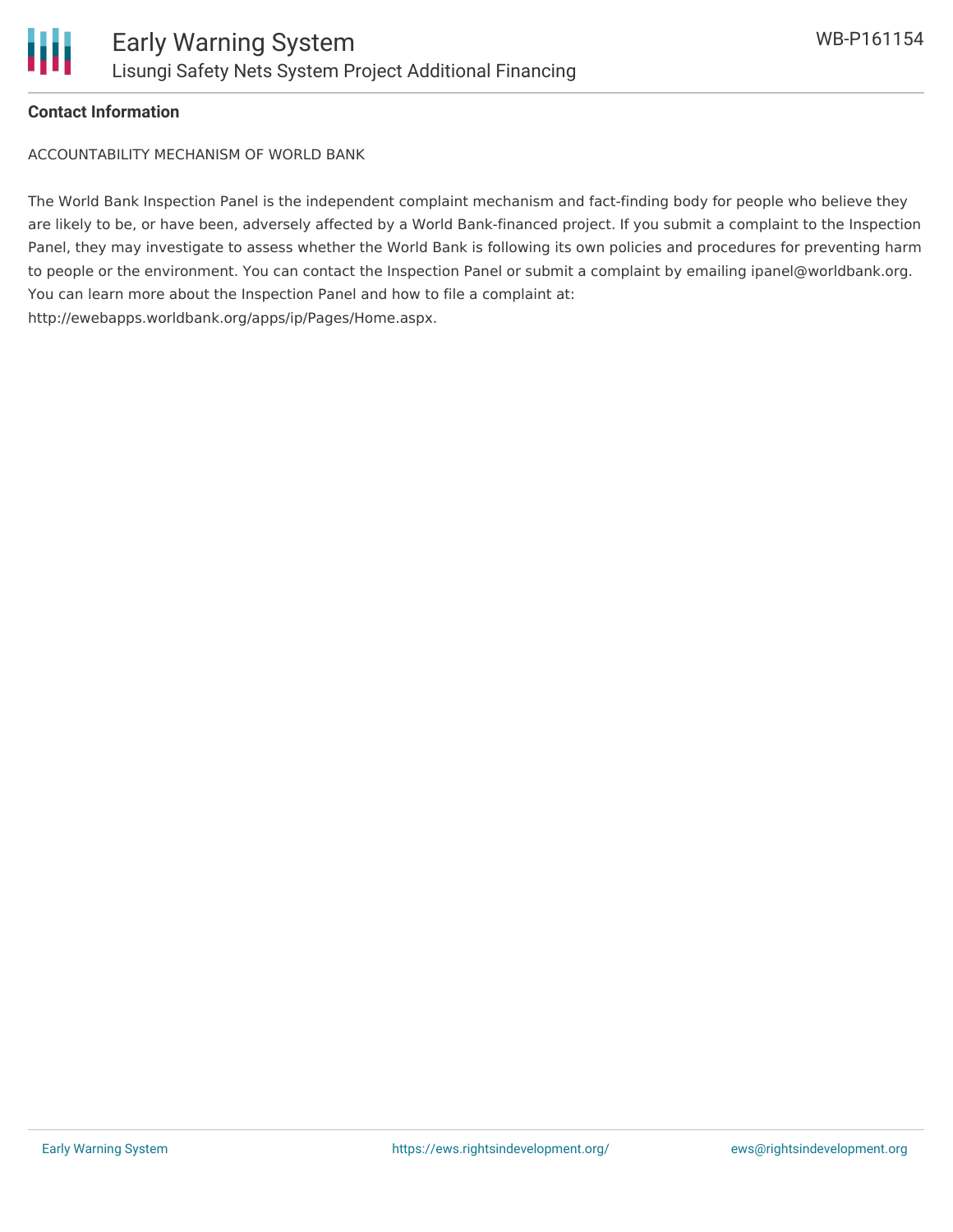**Contact Information**

ACCOUNTABILITY MECHANISM OF WORLD BANK

The World Bank Inspection Panel is the independent complaint mechanism and fact-finding body for people who believe they are likely to be, or have been, adversely affected by a World Bank-financed project. If you submit a complaint to the Inspection Panel, they may investigate to assess whether the World Bank is following its own policies and procedures for preventing harm to people or the environment. You can contact the Inspection Panel or submit a complaint by emailing ipanel@worldbank.org. You can learn more about the Inspection Panel and how to file a complaint at: http://ewebapps.worldbank.org/apps/ip/Pages/Home.aspx.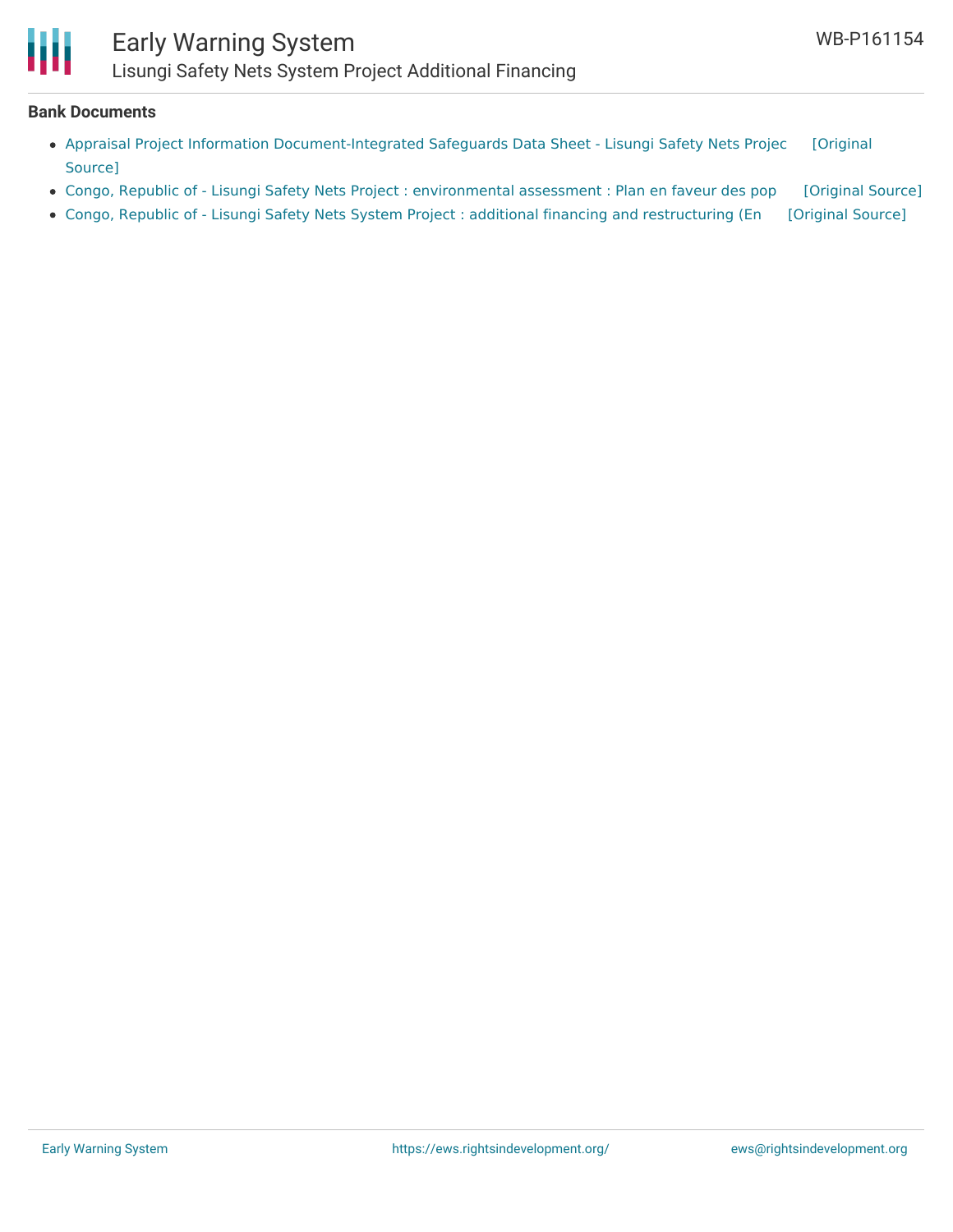**Bank Documents**

- Appraisal Project Information Document-Integrated Safeguards Data Sheet - Lisungi Safety Nets Projec [Original Source]
- Congo, Republic of - Lisungi Safety Nets Project : environmental assessment : Plan en faveur des pop [Original Source]
- Congo, Republic of - Lisungi Safety Nets System Project : additional financing and restructuring (En [Original Source]